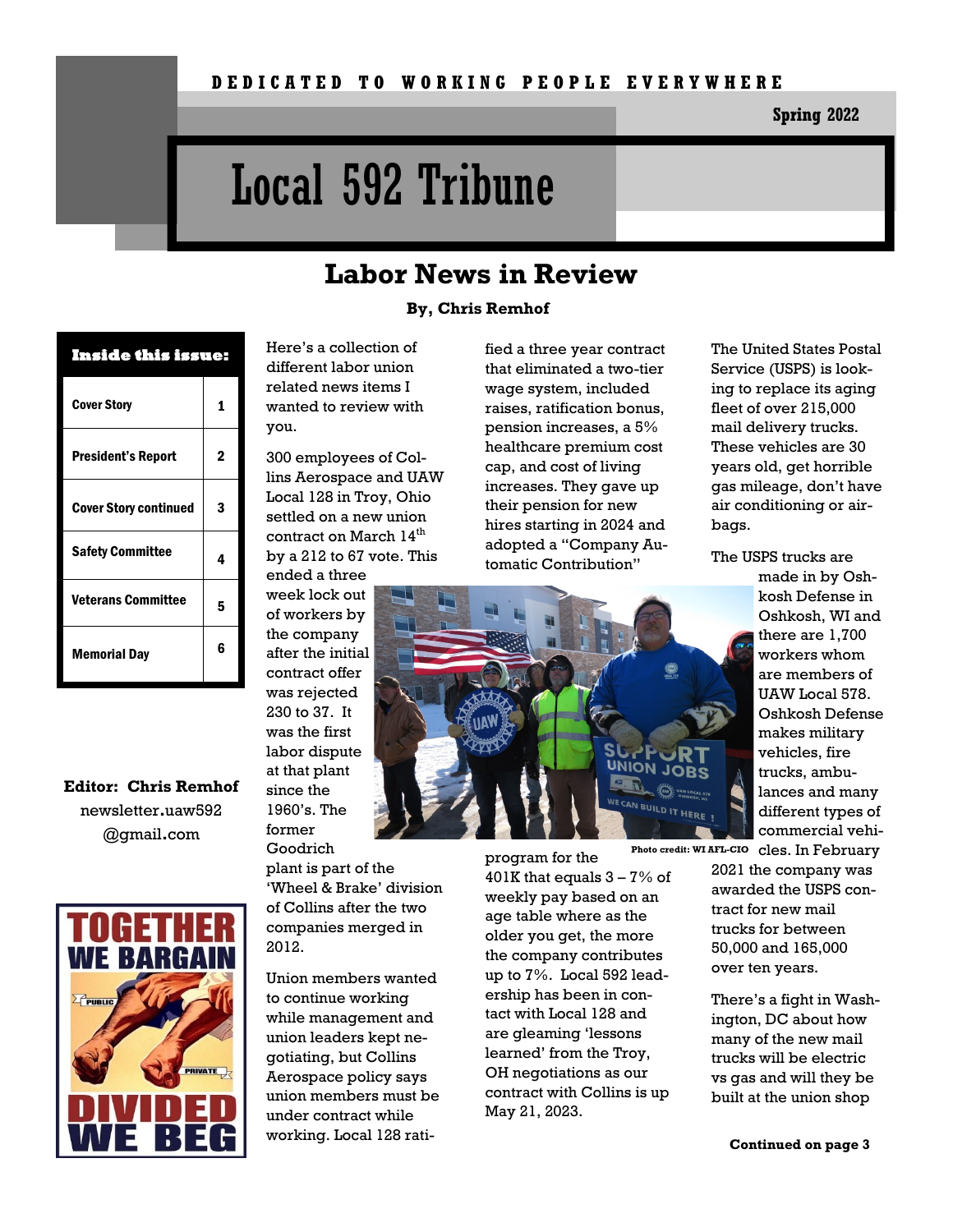DEDICATED TO WORKING PEOPLE EVERYWHERE

Spring 2022

# Local 592 Tribune

## Labor News in Review

**By, Chris Remhof**

| Inside this issue: | |
|---|---|
| Cover Story | 1 |
| President's Report | 2 |
| Cover Story continued | 3 |
| Safety Committee | 4 |
| Veterans Committee | 5 |
| Memorial Day | 6 |

**Editor: Chris Remhof**
newsletter.uaw592@gmail.com

TOGETHER WE BARGAIN
DIVIDED WE BEG

Here's a collection of different labor union related news items I wanted to review with you.

300 employees of Collins Aerospace and UAW Local 128 in Troy, Ohio settled on a new union contract on March 14th by a 212 to 67 vote. This ended a three week lock out of workers by the company after the initial contract offer was rejected 230 to 37. It was the first labor dispute at that plant since the 1960's. The former Goodrich plant is part of the 'Wheel & Brake' division of Collins after the two companies merged in 2012.

Union members wanted to continue working while management and union leaders kept negotiating, but Collins Aerospace policy says union members must be under contract while working. Local 128 ratified a three year contract that eliminated a two-tier wage system, included raises, ratification bonus, pension increases, a 5% healthcare premium cost cap, and cost of living increases. They gave up their pension for new hires starting in 2024 and adopted a "Company Automatic Contribution" program for the 401K that equals 3 – 7% of weekly pay based on an age table where as the older you get, the more the company contributes up to 7%. Local 592 leadership has been in contact with Local 128 and are gleaming 'lessons learned' from the Troy, OH negotiations as our contract with Collins is up May 21, 2023.

Photo credit: WI AFL-CIO

The United States Postal Service (USPS) is looking to replace its aging fleet of over 215,000 mail delivery trucks. These vehicles are 30 years old, get horrible gas mileage, don't have air conditioning or airbags.

The USPS trucks are made in by Oshkosh Defense in Oshkosh, WI and there are 1,700 workers whom are members of UAW Local 578. Oshkosh Defense makes military vehicles, fire trucks, ambulances and many different types of commercial vehicles. In February 2021 the company was awarded the USPS contract for new mail trucks for between 50,000 and 165,000 over ten years.

There's a fight in Washington, DC about how many of the new mail trucks will be electric vs gas and will they be built at the union shop

**Continued on page 3**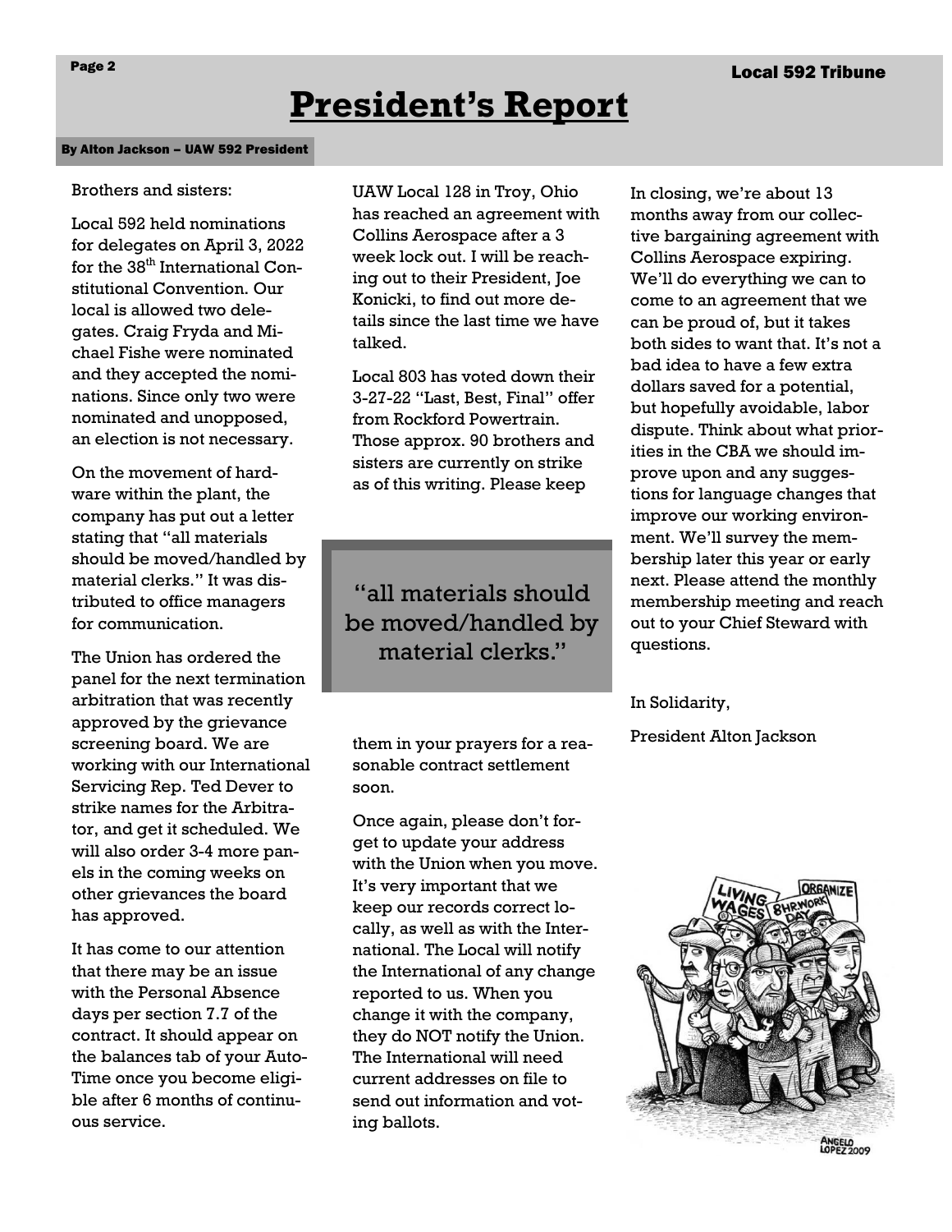# President's Report

**By Alton Jackson – UAW 592 President**

Brothers and sisters:

Local 592 held nominations for delegates on April 3, 2022 for the 38th International Constitutional Convention. Our local is allowed two delegates. Craig Fryda and Michael Fishe were nominated and they accepted the nominations. Since only two were nominated and unopposed, an election is not necessary.

On the movement of hardware within the plant, the company has put out a letter stating that "all materials should be moved/handled by material clerks." It was distributed to office managers for communication.

The Union has ordered the panel for the next termination arbitration that was recently approved by the grievance screening board. We are working with our International Servicing Rep. Ted Dever to strike names for the Arbitrator, and get it scheduled. We will also order 3-4 more panels in the coming weeks on other grievances the board has approved.

It has come to our attention that there may be an issue with the Personal Absence days per section 7.7 of the contract. It should appear on the balances tab of your AutoTime once you become eligible after 6 months of continuous service.

UAW Local 128 in Troy, Ohio has reached an agreement with Collins Aerospace after a 3 week lock out. I will be reaching out to their President, Joe Konicki, to find out more details since the last time we have talked.

Local 803 has voted down their 3-27-22 "Last, Best, Final" offer from Rockford Powertrain. Those approx. 90 brothers and sisters are currently on strike as of this writing. Please keep them in your prayers for a reasonable contract settlement soon.

> "all materials should be moved/handled by material clerks."

Once again, please don't forget to update your address with the Union when you move. It's very important that we keep our records correct locally, as well as with the International. The Local will notify the International of any change reported to us. When you change it with the company, they do NOT notify the Union. The International will need current addresses on file to send out information and voting ballots.

In closing, we're about 13 months away from our collective bargaining agreement with Collins Aerospace expiring. We'll do everything we can to come to an agreement that we can be proud of, but it takes both sides to want that. It's not a bad idea to have a few extra dollars saved for a potential, but hopefully avoidable, labor dispute. Think about what priorities in the CBA we should improve upon and any suggestions for language changes that improve our working environment. We'll survey the membership later this year or early next. Please attend the monthly membership meeting and reach out to your Chief Steward with questions.

In Solidarity,

President Alton Jackson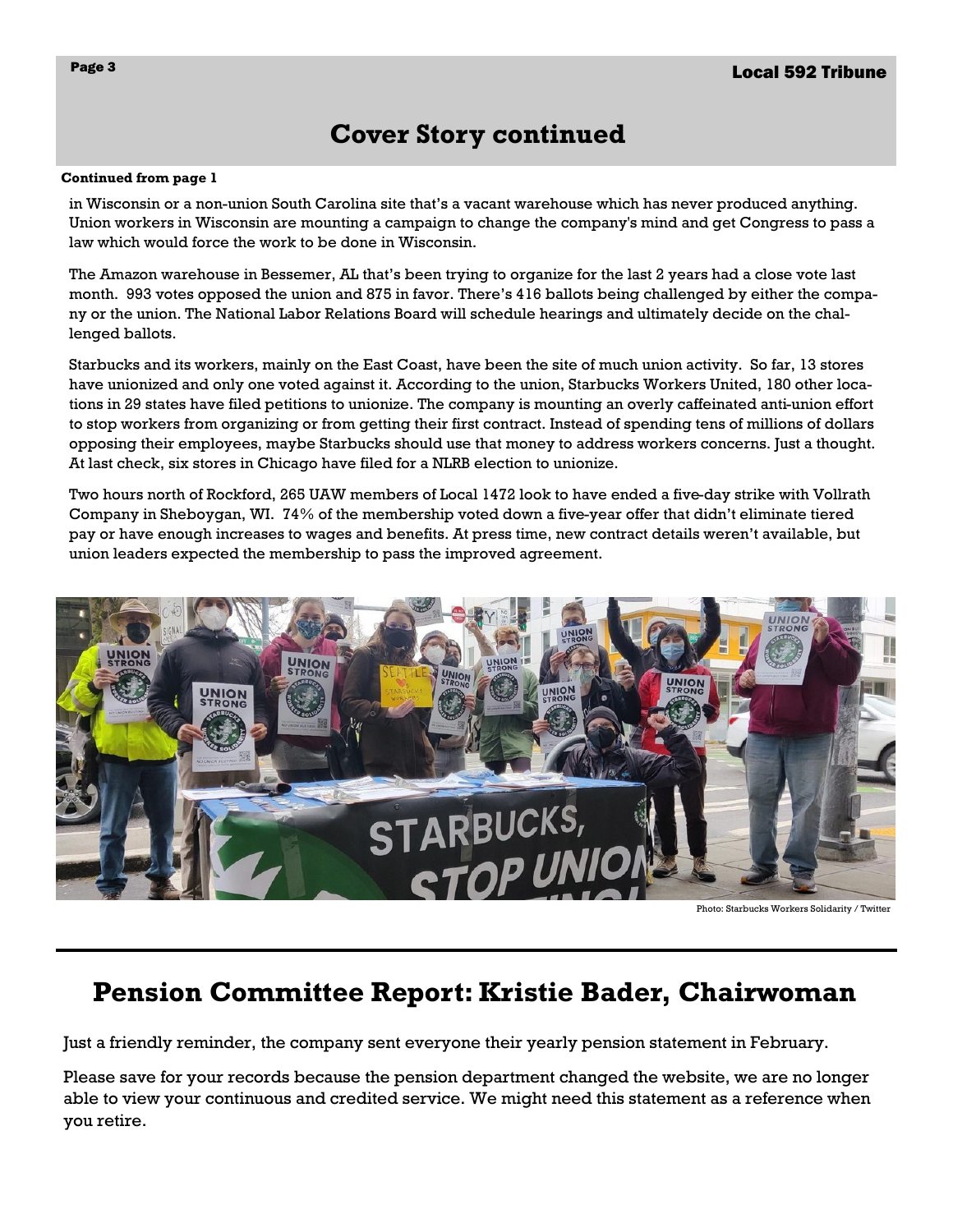# Cover Story continued

**Continued from page 1**

in Wisconsin or a non-union South Carolina site that's a vacant warehouse which has never produced anything. Union workers in Wisconsin are mounting a campaign to change the company's mind and get Congress to pass a law which would force the work to be done in Wisconsin.

The Amazon warehouse in Bessemer, AL that's been trying to organize for the last 2 years had a close vote last month. 993 votes opposed the union and 875 in favor. There's 416 ballots being challenged by either the company or the union. The National Labor Relations Board will schedule hearings and ultimately decide on the challenged ballots.

Starbucks and its workers, mainly on the East Coast, have been the site of much union activity. So far, 13 stores have unionized and only one voted against it. According to the union, Starbucks Workers United, 180 other locations in 29 states have filed petitions to unionize. The company is mounting an overly caffeinated anti-union effort to stop workers from organizing or from getting their first contract. Instead of spending tens of millions of dollars opposing their employees, maybe Starbucks should use that money to address workers concerns. Just a thought. At last check, six stores in Chicago have filed for a NLRB election to unionize.

Two hours north of Rockford, 265 UAW members of Local 1472 look to have ended a five-day strike with Vollrath Company in Sheboygan, WI. 74% of the membership voted down a five-year offer that didn't eliminate tiered pay or have enough increases to wages and benefits. At press time, new contract details weren't available, but union leaders expected the membership to pass the improved agreement.

Photo: Starbucks Workers Solidarity / Twitter

## Pension Committee Report: Kristie Bader, Chairwoman

Just a friendly reminder, the company sent everyone their yearly pension statement in February.

Please save for your records because the pension department changed the website, we are no longer able to view your continuous and credited service. We might need this statement as a reference when you retire.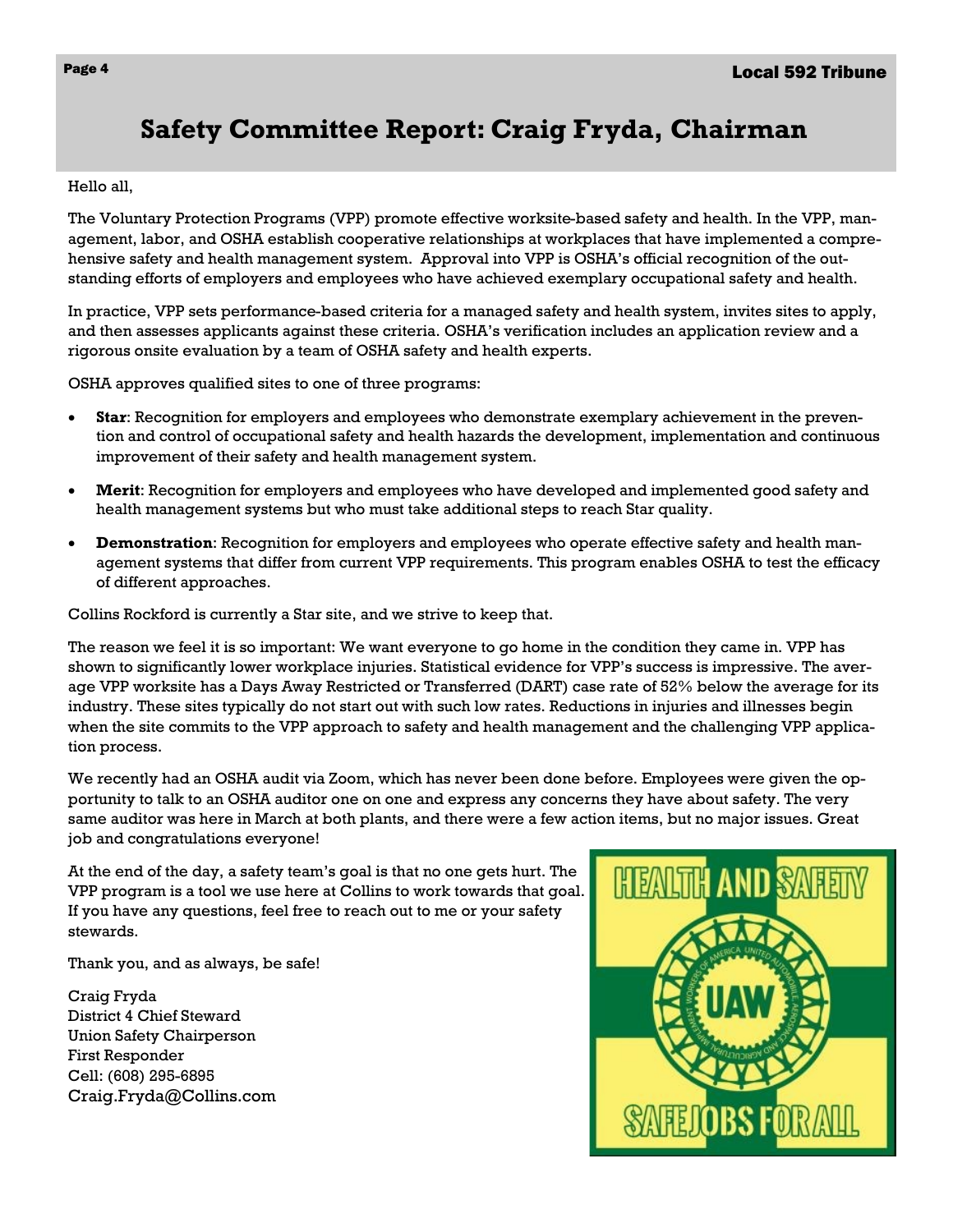# Safety Committee Report: Craig Fryda, Chairman

Hello all,

The Voluntary Protection Programs (VPP) promote effective worksite-based safety and health. In the VPP, management, labor, and OSHA establish cooperative relationships at workplaces that have implemented a comprehensive safety and health management system. Approval into VPP is OSHA's official recognition of the outstanding efforts of employers and employees who have achieved exemplary occupational safety and health.

In practice, VPP sets performance-based criteria for a managed safety and health system, invites sites to apply, and then assesses applicants against these criteria. OSHA's verification includes an application review and a rigorous onsite evaluation by a team of OSHA safety and health experts.

OSHA approves qualified sites to one of three programs:

- **Star**: Recognition for employers and employees who demonstrate exemplary achievement in the prevention and control of occupational safety and health hazards the development, implementation and continuous improvement of their safety and health management system.
- **Merit**: Recognition for employers and employees who have developed and implemented good safety and health management systems but who must take additional steps to reach Star quality.
- **Demonstration**: Recognition for employers and employees who operate effective safety and health management systems that differ from current VPP requirements. This program enables OSHA to test the efficacy of different approaches.

Collins Rockford is currently a Star site, and we strive to keep that.

The reason we feel it is so important: We want everyone to go home in the condition they came in. VPP has shown to significantly lower workplace injuries. Statistical evidence for VPP's success is impressive. The average VPP worksite has a Days Away Restricted or Transferred (DART) case rate of 52% below the average for its industry. These sites typically do not start out with such low rates. Reductions in injuries and illnesses begin when the site commits to the VPP approach to safety and health management and the challenging VPP application process.

We recently had an OSHA audit via Zoom, which has never been done before. Employees were given the opportunity to talk to an OSHA auditor one on one and express any concerns they have about safety. The very same auditor was here in March at both plants, and there were a few action items, but no major issues. Great job and congratulations everyone!

At the end of the day, a safety team's goal is that no one gets hurt. The VPP program is a tool we use here at Collins to work towards that goal. If you have any questions, feel free to reach out to me or your safety stewards.

Thank you, and as always, be safe!

Craig Fryda
District 4 Chief Steward
Union Safety Chairperson
First Responder
Cell: (608) 295-6895
Craig.Fryda@Collins.com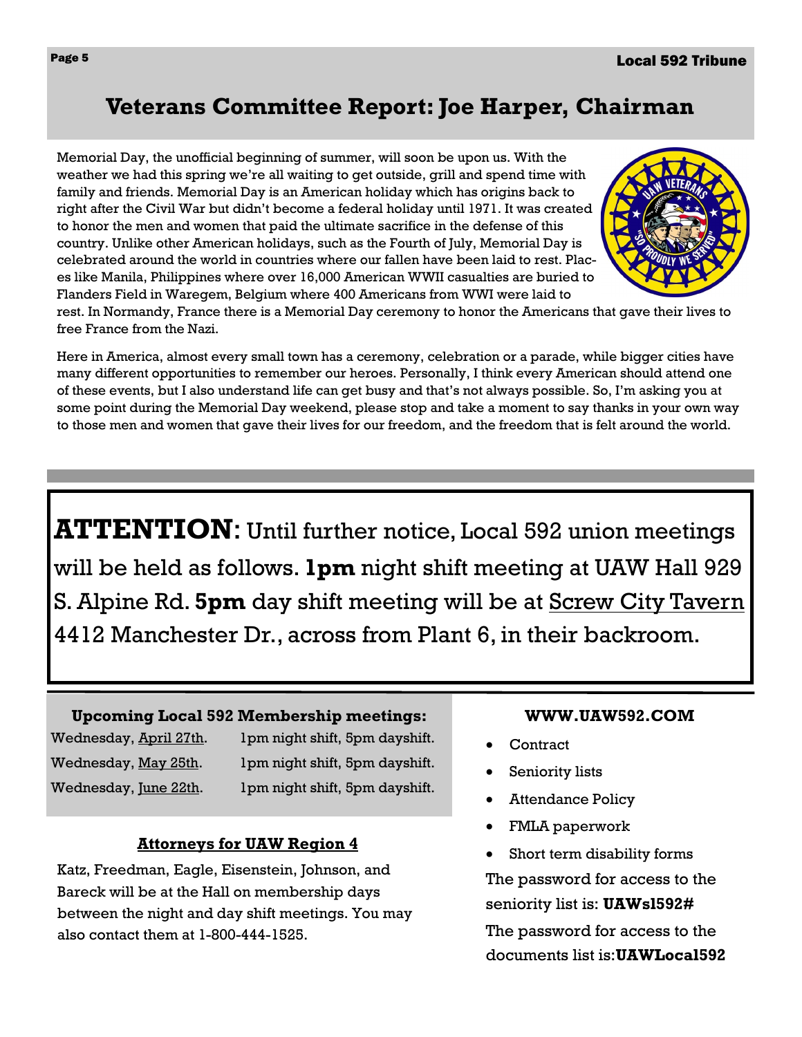## Veterans Committee Report: Joe Harper, Chairman

Memorial Day, the unofficial beginning of summer, will soon be upon us. With the weather we had this spring we're all waiting to get outside, grill and spend time with family and friends. Memorial Day is an American holiday which has origins back to right after the Civil War but didn't become a federal holiday until 1971. It was created to honor the men and women that paid the ultimate sacrifice in the defense of this country. Unlike other American holidays, such as the Fourth of July, Memorial Day is celebrated around the world in countries where our fallen have been laid to rest. Places like Manila, Philippines where over 16,000 American WWII casualties are buried to Flanders Field in Waregem, Belgium where 400 Americans from WWI were laid to rest. In Normandy, France there is a Memorial Day ceremony to honor the Americans that gave their lives to free France from the Nazi.

Here in America, almost every small town has a ceremony, celebration or a parade, while bigger cities have many different opportunities to remember our heroes. Personally, I think every American should attend one of these events, but I also understand life can get busy and that's not always possible. So, I'm asking you at some point during the Memorial Day weekend, please stop and take a moment to say thanks in your own way to those men and women that gave their lives for our freedom, and the freedom that is felt around the world.

---

**ATTENTION**: Until further notice, Local 592 union meetings will be held as follows. **1pm** night shift meeting at UAW Hall 929 S. Alpine Rd. **5pm** day shift meeting will be at Screw City Tavern 4412 Manchester Dr., across from Plant 6, in their backroom.

---

### Upcoming Local 592 Membership meetings:

| | |
|---|---|
| Wednesday, April 27th. | 1pm night shift, 5pm dayshift. |
| Wednesday, May 25th. | 1pm night shift, 5pm dayshift. |
| Wednesday, June 22th. | 1pm night shift, 5pm dayshift. |

### Attorneys for UAW Region 4

Katz, Freedman, Eagle, Eisenstein, Johnson, and Bareck will be at the Hall on membership days between the night and day shift meetings. You may also contact them at 1-800-444-1525.

### WWW.UAW592.COM

- Contract
- Seniority lists
- Attendance Policy
- FMLA paperwork
- Short term disability forms

The password for access to the seniority list is: **UAWsl592#**

The password for access to the documents list is:**UAWLocal592**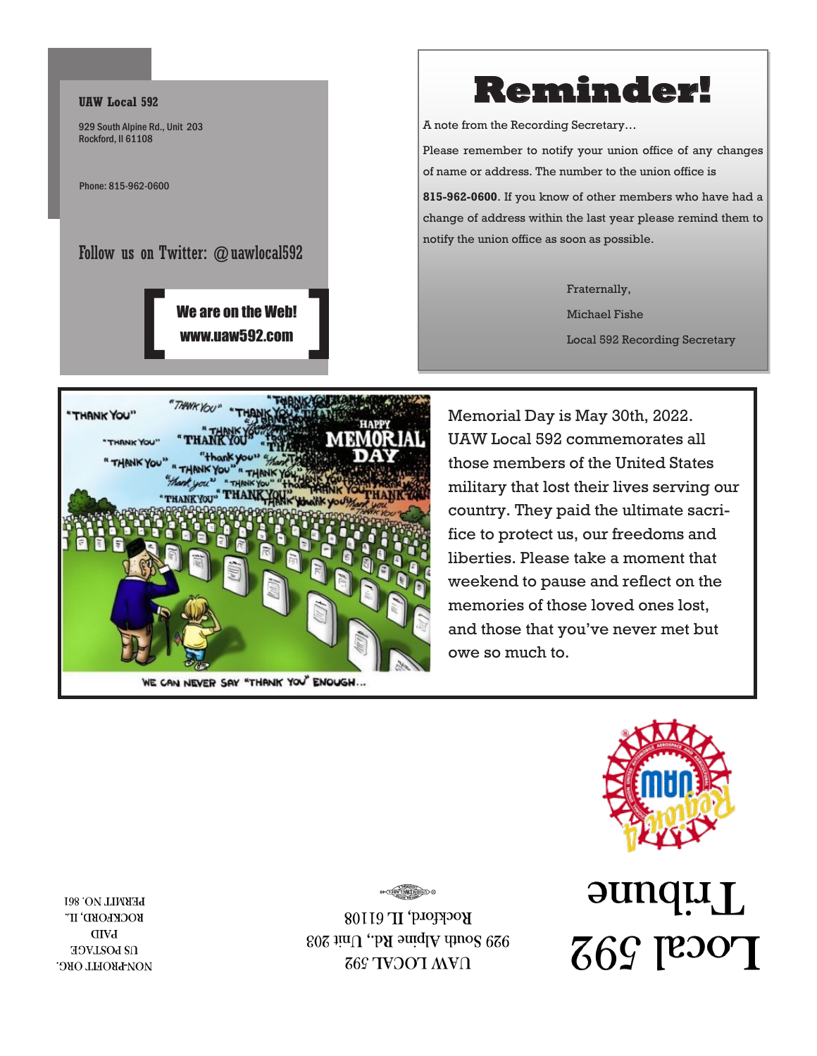**UAW Local 592**

929 South Alpine Rd., Unit 203
Rockford, Il 61108

Phone: 815-962-0600

Follow us on Twitter: @uawlocal592

**We are on the Web!**
**www.uaw592.com**

# Reminder!

A note from the Recording Secretary…

Please remember to notify your union office of any changes of name or address. The number to the union office is **815-962-0600**. If you know of other members who have had a change of address within the last year please remind them to notify the union office as soon as possible.

Fraternally,

Michael Fishe

Local 592 Recording Secretary

WE CAN NEVER SAY "THANK YOU" ENOUGH…

Memorial Day is May 30th, 2022. UAW Local 592 commemorates all those members of the United States military that lost their lives serving our country. They paid the ultimate sacrifice to protect us, our freedoms and liberties. Please take a moment that weekend to pause and reflect on the memories of those loved ones lost, and those that you've never met but owe so much to.

# Local 592 Tribune

UAW LOCAL 592
929 South Alpine Rd., Unit 203
Rockford, IL 61108

NON-PROFIT ORG.
US POSTAGE
PAID
ROCKFORD, IL.
PERMIT NO. 861